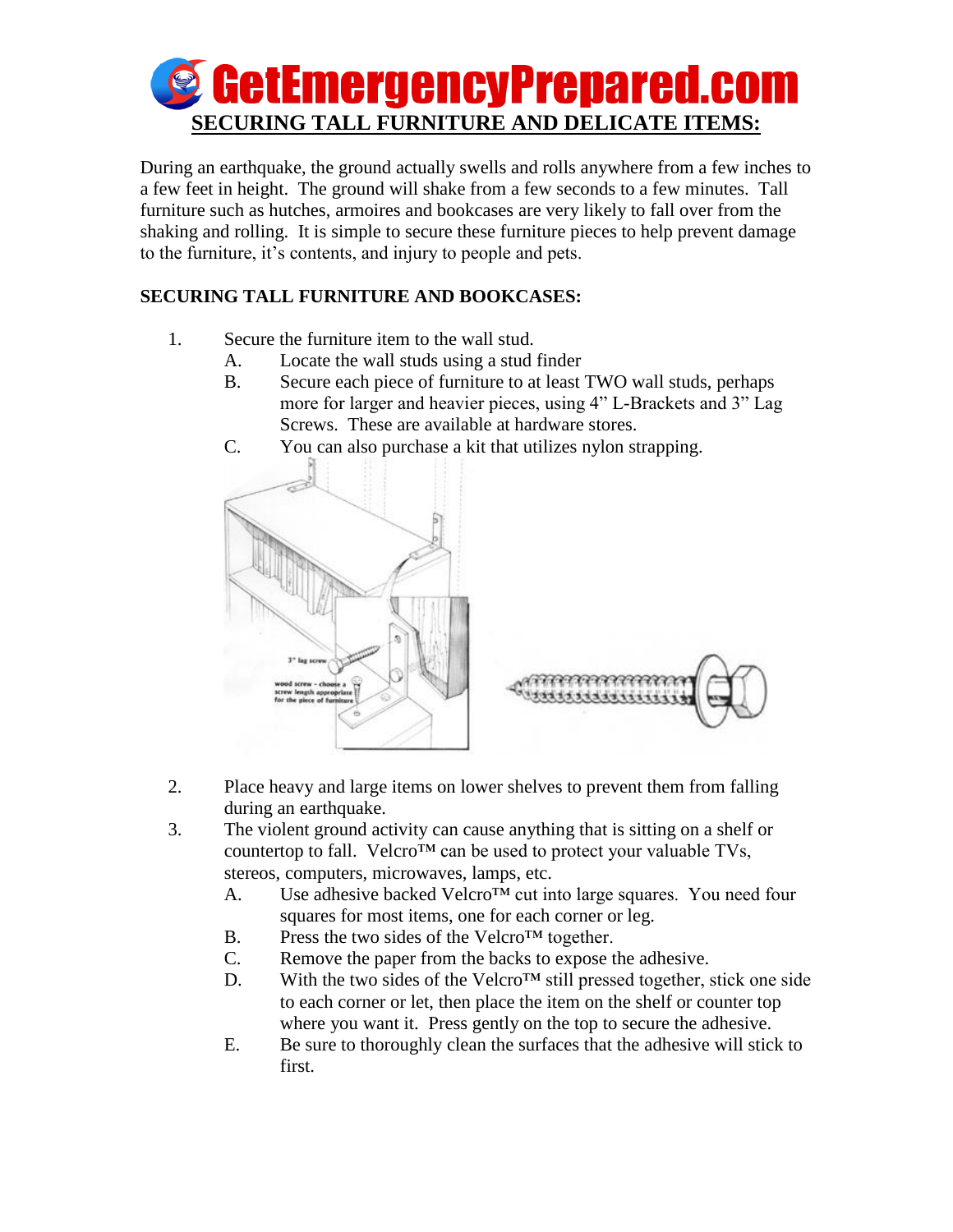# GetEmergencyPrepared.com

## SECURING TALL FURNITURE AND DELICATE ITEMS:

During an earthquake, the ground actually swells and rolls anywhere from a few inches to a few feet in height. The ground will shake from a few seconds to a few minutes. Tall furniture such as hutches, armoires and bookcases are very likely to fall over from the shaking and rolling. It is simple to secure these furniture pieces to help prevent damage to the furniture, it's contents, and injury to people and pets.

### SECURING TALL FURNITURE AND BOOKCASES:

1. Secure the furniture item to the wall stud.
   - A. Locate the wall studs using a stud finder
   - B. Secure each piece of furniture to at least TWO wall studs, perhaps more for larger and heavier pieces, using 4" L-Brackets and 3" Lag Screws. These are available at hardware stores.
   - C. You can also purchase a kit that utilizes nylon strapping.

2. Place heavy and large items on lower shelves to prevent them from falling during an earthquake.
3. The violent ground activity can cause anything that is sitting on a shelf or countertop to fall. Velcro™ can be used to protect your valuable TVs, stereos, computers, microwaves, lamps, etc.
   - A. Use adhesive backed Velcro™ cut into large squares. You need four squares for most items, one for each corner or leg.
   - B. Press the two sides of the Velcro™ together.
   - C. Remove the paper from the backs to expose the adhesive.
   - D. With the two sides of the Velcro™ still pressed together, stick one side to each corner or let, then place the item on the shelf or counter top where you want it. Press gently on the top to secure the adhesive.
   - E. Be sure to thoroughly clean the surfaces that the adhesive will stick to first.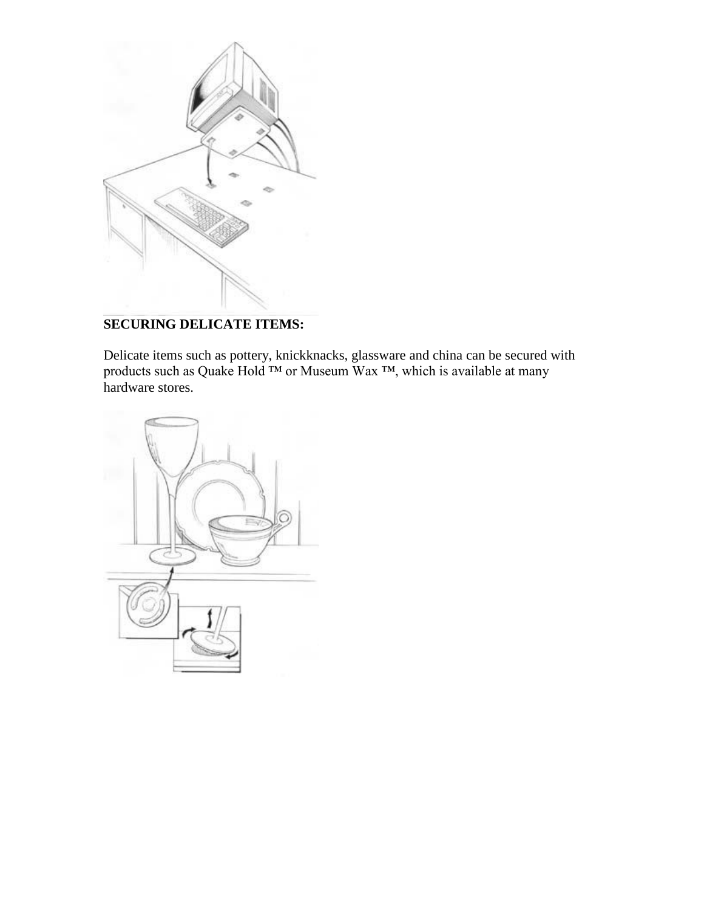**SECURING DELICATE ITEMS:**

Delicate items such as pottery, knickknacks, glassware and china can be secured with products such as Quake Hold ™ or Museum Wax ™, which is available at many hardware stores.